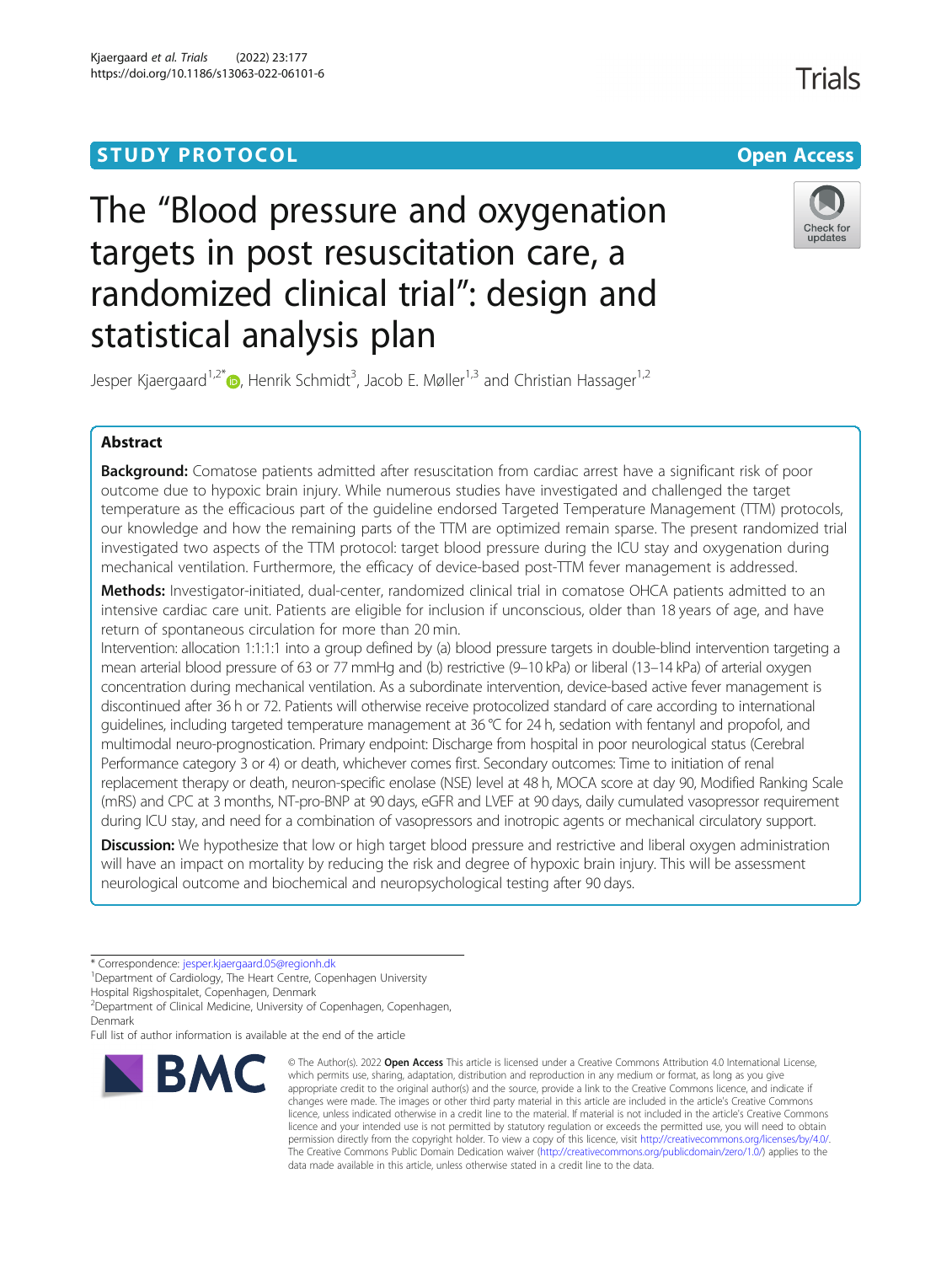STUDY PROTOCOL

Open Access

# The "Blood pressure and oxygenation targets in post resuscitation care, a randomized clinical trial": design and statistical analysis plan

Jesper Kjaergaard[1,2*], Henrik Schmidt[3], Jacob E. Møller[1,3] and Christian Hassager[1,2]

## Abstract

**Background:** Comatose patients admitted after resuscitation from cardiac arrest have a significant risk of poor outcome due to hypoxic brain injury. While numerous studies have investigated and challenged the target temperature as the efficacious part of the guideline endorsed Targeted Temperature Management (TTM) protocols, our knowledge and how the remaining parts of the TTM are optimized remain sparse. The present randomized trial investigated two aspects of the TTM protocol: target blood pressure during the ICU stay and oxygenation during mechanical ventilation. Furthermore, the efficacy of device-based post-TTM fever management is addressed.

**Methods:** Investigator-initiated, dual-center, randomized clinical trial in comatose OHCA patients admitted to an intensive cardiac care unit. Patients are eligible for inclusion if unconscious, older than 18 years of age, and have return of spontaneous circulation for more than 20 min.

Intervention: allocation 1:1:1:1 into a group defined by (a) blood pressure targets in double-blind intervention targeting a mean arterial blood pressure of 63 or 77 mmHg and (b) restrictive (9–10 kPa) or liberal (13–14 kPa) of arterial oxygen concentration during mechanical ventilation. As a subordinate intervention, device-based active fever management is discontinued after 36 h or 72. Patients will otherwise receive protocolized standard of care according to international guidelines, including targeted temperature management at 36 °C for 24 h, sedation with fentanyl and propofol, and multimodal neuro-prognostication. Primary endpoint: Discharge from hospital in poor neurological status (Cerebral Performance category 3 or 4) or death, whichever comes first. Secondary outcomes: Time to initiation of renal replacement therapy or death, neuron-specific enolase (NSE) level at 48 h, MOCA score at day 90, Modified Ranking Scale (mRS) and CPC at 3 months, NT-pro-BNP at 90 days, eGFR and LVEF at 90 days, daily cumulated vasopressor requirement during ICU stay, and need for a combination of vasopressors and inotropic agents or mechanical circulatory support.

**Discussion:** We hypothesize that low or high target blood pressure and restrictive and liberal oxygen administration will have an impact on mortality by reducing the risk and degree of hypoxic brain injury. This will be assessment neurological outcome and biochemical and neuropsychological testing after 90 days.

---

\* Correspondence: jesper.kjaergaard.05@regionh.dk

[1]Department of Cardiology, The Heart Centre, Copenhagen University Hospital Rigshospitalet, Copenhagen, Denmark

[2]Department of Clinical Medicine, University of Copenhagen, Copenhagen, Denmark

Full list of author information is available at the end of the article

© The Author(s). 2022 **Open Access** This article is licensed under a Creative Commons Attribution 4.0 International License, which permits use, sharing, adaptation, distribution and reproduction in any medium or format, as long as you give appropriate credit to the original author(s) and the source, provide a link to the Creative Commons licence, and indicate if changes were made. The images or other third party material in this article are included in the article's Creative Commons licence, unless indicated otherwise in a credit line to the material. If material is not included in the article's Creative Commons licence and your intended use is not permitted by statutory regulation or exceeds the permitted use, you will need to obtain permission directly from the copyright holder. To view a copy of this licence, visit http://creativecommons.org/licenses/by/4.0/. The Creative Commons Public Domain Dedication waiver (http://creativecommons.org/publicdomain/zero/1.0/) applies to the data made available in this article, unless otherwise stated in a credit line to the data.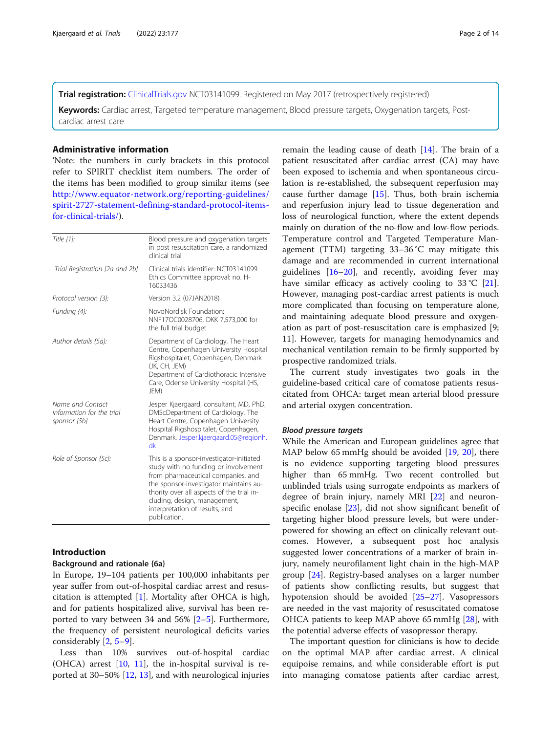**Trial registration:** ClinicalTrials.gov NCT03141099. Registered on May 2017 (retrospectively registered)

**Keywords:** Cardiac arrest, Targeted temperature management, Blood pressure targets, Oxygenation targets, Post-cardiac arrest care

## Administrative information

'Note: the numbers in curly brackets in this protocol refer to SPIRIT checklist item numbers. The order of the items has been modified to group similar items (see http://www.equator-network.org/reporting-guidelines/spirit-2727-statement-defining-standard-protocol-items-for-clinical-trials/).

| | |
|---|---|
| *Title {1}:* | Blood pressure and oxygenation targets in post resuscitation care, a randomized clinical trial |
| *Trial Registration {2a and 2b}* | Clinical trials identifier: NCT03141099 Ethics Committee approval: no. H-16033436 |
| *Protocol version {3}:* | Version 3.2 (07JAN2018) |
| *Funding {4}:* | NovoNordisk Foundation: NNF17OC0028706. DKK 7,573,000 for the full trial budget |
| *Author details {5a}:* | Department of Cardiology, The Heart Centre, Copenhagen University Hospital Rigshospitalet, Copenhagen, Denmark (JK, CH, JEM) Department of Cardiothoracic Intensive Care, Odense University Hospital (HS, JEM) |
| *Name and Contact information for the trial sponsor {5b}* | Jesper Kjaergaard, consultant, MD, PhD, DMScDepartment of Cardiology, The Heart Centre, Copenhagen University Hospital Rigshospitalet, Copenhagen, Denmark. Jesper.kjaergaard.05@regionh.dk |
| *Role of Sponsor {5c}:* | This is a sponsor-investigator-initiated study with no funding or involvement from pharmaceutical companies, and the sponsor-investigator maintains authority over all aspects of the trial including, design, management, interpretation of results, and publication. |

## Introduction

### Background and rationale {6a}

In Europe, 19–104 patients per 100,000 inhabitants per year suffer from out-of-hospital cardiac arrest and resuscitation is attempted [1]. Mortality after OHCA is high, and for patients hospitalized alive, survival has been reported to vary between 34 and 56% [2–5]. Furthermore, the frequency of persistent neurological deficits varies considerably [2, 5–9].

Less than 10% survives out-of-hospital cardiac (OHCA) arrest [10, 11], the in-hospital survival is reported at 30–50% [12, 13], and with neurological injuries remain the leading cause of death [14]. The brain of a patient resuscitated after cardiac arrest (CA) may have been exposed to ischemia and when spontaneous circulation is re-established, the subsequent reperfusion may cause further damage [15]. Thus, both brain ischemia and reperfusion injury lead to tissue degeneration and loss of neurological function, where the extent depends mainly on duration of the no-flow and low-flow periods. Temperature control and Targeted Temperature Management (TTM) targeting 33–36 °C may mitigate this damage and are recommended in current international guidelines [16–20], and recently, avoiding fever may have similar efficacy as actively cooling to 33 °C [21]. However, managing post-cardiac arrest patients is much more complicated than focusing on temperature alone, and maintaining adequate blood pressure and oxygenation as part of post-resuscitation care is emphasized [9; 11]. However, targets for managing hemodynamics and mechanical ventilation remain to be firmly supported by prospective randomized trials.

The current study investigates two goals in the guideline-based critical care of comatose patients resuscitated from OHCA: target mean arterial blood pressure and arterial oxygen concentration.

#### *Blood pressure targets*

While the American and European guidelines agree that MAP below 65 mmHg should be avoided [19, 20], there is no evidence supporting targeting blood pressures higher than 65 mmHg. Two recent controlled but unblinded trials using surrogate endpoints as markers of degree of brain injury, namely MRI [22] and neuron-specific enolase [23], did not show significant benefit of targeting higher blood pressure levels, but were underpowered for showing an effect on clinically relevant outcomes. However, a subsequent post hoc analysis suggested lower concentrations of a marker of brain injury, namely neurofilament light chain in the high-MAP group [24]. Registry-based analyses on a larger number of patients show conflicting results, but suggest that hypotension should be avoided [25–27]. Vasopressors are needed in the vast majority of resuscitated comatose OHCA patients to keep MAP above 65 mmHg [28], with the potential adverse effects of vasopressor therapy.

The important question for clinicians is how to decide on the optimal MAP after cardiac arrest. A clinical equipoise remains, and while considerable effort is put into managing comatose patients after cardiac arrest,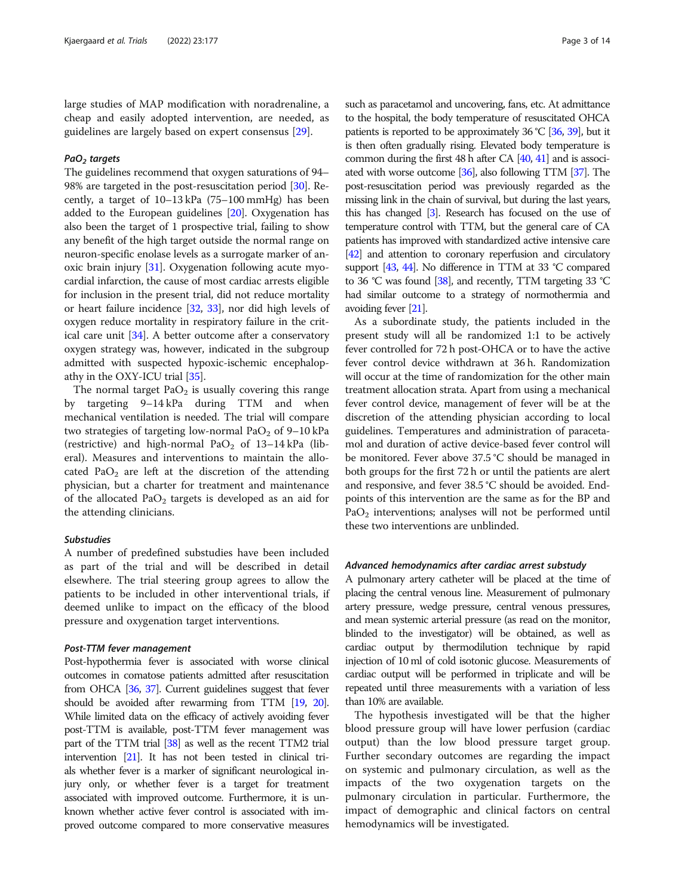large studies of MAP modification with noradrenaline, a cheap and easily adopted intervention, are needed, as guidelines are largely based on expert consensus [29].

### *$PaO_2$ targets*

The guidelines recommend that oxygen saturations of 94–98% are targeted in the post-resuscitation period [30]. Recently, a target of 10–13 kPa (75–100 mmHg) has been added to the European guidelines [20]. Oxygenation has also been the target of 1 prospective trial, failing to show any benefit of the high target outside the normal range on neuron-specific enolase levels as a surrogate marker of anoxic brain injury [31]. Oxygenation following acute myocardial infarction, the cause of most cardiac arrests eligible for inclusion in the present trial, did not reduce mortality or heart failure incidence [32, 33], nor did high levels of oxygen reduce mortality in respiratory failure in the critical care unit [34]. A better outcome after a conservatory oxygen strategy was, however, indicated in the subgroup admitted with suspected hypoxic-ischemic encephalopathy in the OXY-ICU trial [35].

The normal target $PaO_2$ is usually covering this range by targeting 9–14 kPa during TTM and when mechanical ventilation is needed. The trial will compare two strategies of targeting low-normal $PaO_2$ of 9–10 kPa (restrictive) and high-normal $PaO_2$ of 13–14 kPa (liberal). Measures and interventions to maintain the allocated $PaO_2$ are left at the discretion of the attending physician, but a charter for treatment and maintenance of the allocated $PaO_2$ targets is developed as an aid for the attending clinicians.

### *Substudies*

A number of predefined substudies have been included as part of the trial and will be described in detail elsewhere. The trial steering group agrees to allow the patients to be included in other interventional trials, if deemed unlike to impact on the efficacy of the blood pressure and oxygenation target interventions.

### *Post-TTM fever management*

Post-hypothermia fever is associated with worse clinical outcomes in comatose patients admitted after resuscitation from OHCA [36, 37]. Current guidelines suggest that fever should be avoided after rewarming from TTM [19, 20]. While limited data on the efficacy of actively avoiding fever post-TTM is available, post-TTM fever management was part of the TTM trial [38] as well as the recent TTM2 trial intervention [21]. It has not been tested in clinical trials whether fever is a marker of significant neurological injury only, or whether fever is a target for treatment associated with improved outcome. Furthermore, it is unknown whether active fever control is associated with improved outcome compared to more conservative measures such as paracetamol and uncovering, fans, etc. At admittance to the hospital, the body temperature of resuscitated OHCA patients is reported to be approximately 36 °C [36, 39], but it is then often gradually rising. Elevated body temperature is common during the first 48 h after CA [40, 41] and is associated with worse outcome [36], also following TTM [37]. The post-resuscitation period was previously regarded as the missing link in the chain of survival, but during the last years, this has changed [3]. Research has focused on the use of temperature control with TTM, but the general care of CA patients has improved with standardized active intensive care [42] and attention to coronary reperfusion and circulatory support [43, 44]. No difference in TTM at 33 °C compared to 36 °C was found [38], and recently, TTM targeting 33 °C had similar outcome to a strategy of normothermia and avoiding fever [21].

As a subordinate study, the patients included in the present study will all be randomized 1:1 to be actively fever controlled for 72 h post-OHCA or to have the active fever control device withdrawn at 36 h. Randomization will occur at the time of randomization for the other main treatment allocation strata. Apart from using a mechanical fever control device, management of fever will be at the discretion of the attending physician according to local guidelines. Temperatures and administration of paracetamol and duration of active device-based fever control will be monitored. Fever above 37.5 °C should be managed in both groups for the first 72 h or until the patients are alert and responsive, and fever 38.5 °C should be avoided. Endpoints of this intervention are the same as for the BP and $PaO_2$ interventions; analyses will not be performed until these two interventions are unblinded.

### *Advanced hemodynamics after cardiac arrest substudy*

A pulmonary artery catheter will be placed at the time of placing the central venous line. Measurement of pulmonary artery pressure, wedge pressure, central venous pressures, and mean systemic arterial pressure (as read on the monitor, blinded to the investigator) will be obtained, as well as cardiac output by thermodilution technique by rapid injection of 10 ml of cold isotonic glucose. Measurements of cardiac output will be performed in triplicate and will be repeated until three measurements with a variation of less than 10% are available.

The hypothesis investigated will be that the higher blood pressure group will have lower perfusion (cardiac output) than the low blood pressure target group. Further secondary outcomes are regarding the impact on systemic and pulmonary circulation, as well as the impacts of the two oxygenation targets on the pulmonary circulation in particular. Furthermore, the impact of demographic and clinical factors on central hemodynamics will be investigated.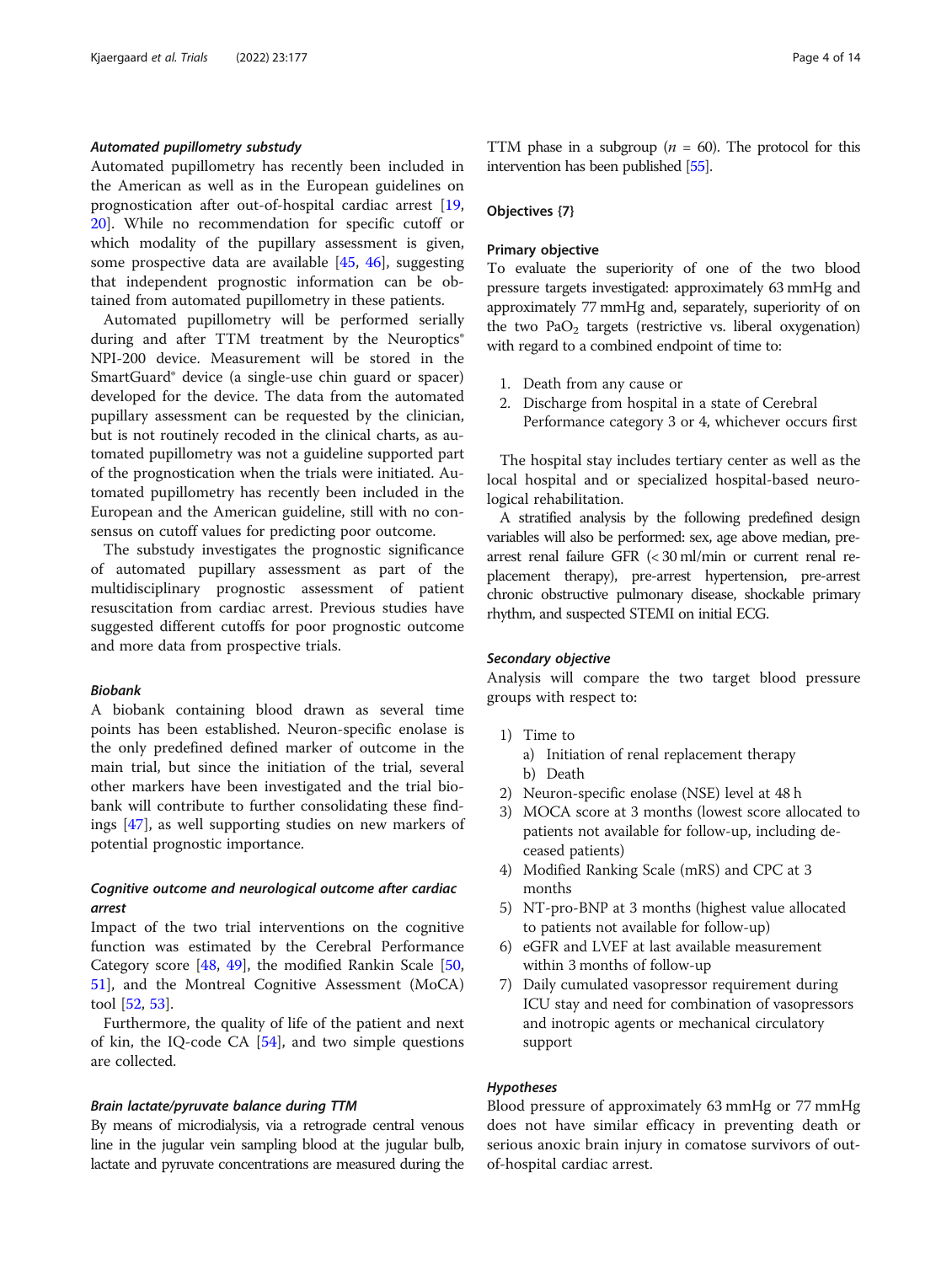### Automated pupillometry substudy

Automated pupillometry has recently been included in the American as well as in the European guidelines on prognostication after out-of-hospital cardiac arrest [19, 20]. While no recommendation for specific cutoff or which modality of the pupillary assessment is given, some prospective data are available [45, 46], suggesting that independent prognostic information can be obtained from automated pupillometry in these patients.

Automated pupillometry will be performed serially during and after TTM treatment by the Neuroptics® NPI-200 device. Measurement will be stored in the SmartGuard® device (a single-use chin guard or spacer) developed for the device. The data from the automated pupillary assessment can be requested by the clinician, but is not routinely recoded in the clinical charts, as automated pupillometry was not a guideline supported part of the prognostication when the trials were initiated. Automated pupillometry has recently been included in the European and the American guideline, still with no consensus on cutoff values for predicting poor outcome.

The substudy investigates the prognostic significance of automated pupillary assessment as part of the multidisciplinary prognostic assessment of patient resuscitation from cardiac arrest. Previous studies have suggested different cutoffs for poor prognostic outcome and more data from prospective trials.

### Biobank

A biobank containing blood drawn as several time points has been established. Neuron-specific enolase is the only predefined defined marker of outcome in the main trial, but since the initiation of the trial, several other markers have been investigated and the trial biobank will contribute to further consolidating these findings [47], as well supporting studies on new markers of potential prognostic importance.

### Cognitive outcome and neurological outcome after cardiac arrest

Impact of the two trial interventions on the cognitive function was estimated by the Cerebral Performance Category score [48, 49], the modified Rankin Scale [50, 51], and the Montreal Cognitive Assessment (MoCA) tool [52, 53].

Furthermore, the quality of life of the patient and next of kin, the IQ-code CA [54], and two simple questions are collected.

### Brain lactate/pyruvate balance during TTM

By means of microdialysis, via a retrograde central venous line in the jugular vein sampling blood at the jugular bulb, lactate and pyruvate concentrations are measured during the TTM phase in a subgroup ($n$ = 60). The protocol for this intervention has been published [55].

## Objectives {7}

### Primary objective

To evaluate the superiority of one of the two blood pressure targets investigated: approximately 63 mmHg and approximately 77 mmHg and, separately, superiority of on the two $PaO_2$ targets (restrictive vs. liberal oxygenation) with regard to a combined endpoint of time to:

1. Death from any cause or
2. Discharge from hospital in a state of Cerebral Performance category 3 or 4, whichever occurs first

The hospital stay includes tertiary center as well as the local hospital and or specialized hospital-based neurological rehabilitation.

A stratified analysis by the following predefined design variables will also be performed: sex, age above median, pre-arrest renal failure GFR (< 30 ml/min or current renal replacement therapy), pre-arrest hypertension, pre-arrest chronic obstructive pulmonary disease, shockable primary rhythm, and suspected STEMI on initial ECG.

### Secondary objective

Analysis will compare the two target blood pressure groups with respect to:

1) Time to
   a) Initiation of renal replacement therapy
   b) Death
2) Neuron-specific enolase (NSE) level at 48 h
3) MOCA score at 3 months (lowest score allocated to patients not available for follow-up, including deceased patients)
4) Modified Ranking Scale (mRS) and CPC at 3 months
5) NT-pro-BNP at 3 months (highest value allocated to patients not available for follow-up)
6) eGFR and LVEF at last available measurement within 3 months of follow-up
7) Daily cumulated vasopressor requirement during ICU stay and need for combination of vasopressors and inotropic agents or mechanical circulatory support

### Hypotheses

Blood pressure of approximately 63 mmHg or 77 mmHg does not have similar efficacy in preventing death or serious anoxic brain injury in comatose survivors of out-of-hospital cardiac arrest.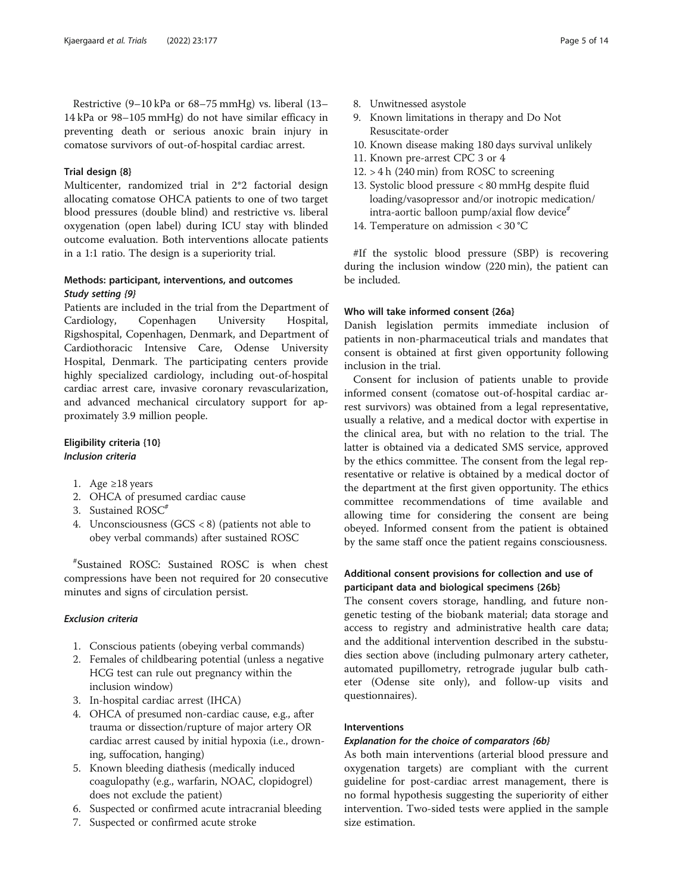Restrictive (9–10 kPa or 68–75 mmHg) vs. liberal (13–14 kPa or 98–105 mmHg) do not have similar efficacy in preventing death or serious anoxic brain injury in comatose survivors of out-of-hospital cardiac arrest.

### Trial design {8}

Multicenter, randomized trial in 2*2 factorial design allocating comatose OHCA patients to one of two target blood pressures (double blind) and restrictive vs. liberal oxygenation (open label) during ICU stay with blinded outcome evaluation. Both interventions allocate patients in a 1:1 ratio. The design is a superiority trial.

### Methods: participant, interventions, and outcomes

#### *Study setting {9}*

Patients are included in the trial from the Department of Cardiology, Copenhagen University Hospital, Rigshospital, Copenhagen, Denmark, and Department of Cardiothoracic Intensive Care, Odense University Hospital, Denmark. The participating centers provide highly specialized cardiology, including out-of-hospital cardiac arrest care, invasive coronary revascularization, and advanced mechanical circulatory support for approximately 3.9 million people.

### Eligibility criteria {10}

#### *Inclusion criteria*

1. Age ≥18 years
2. OHCA of presumed cardiac cause
3. Sustained ROSC[#]
4. Unconsciousness (GCS < 8) (patients not able to obey verbal commands) after sustained ROSC

[#]Sustained ROSC: Sustained ROSC is when chest compressions have been not required for 20 consecutive minutes and signs of circulation persist.

#### *Exclusion criteria*

1. Conscious patients (obeying verbal commands)
2. Females of childbearing potential (unless a negative HCG test can rule out pregnancy within the inclusion window)
3. In-hospital cardiac arrest (IHCA)
4. OHCA of presumed non-cardiac cause, e.g., after trauma or dissection/rupture of major artery OR cardiac arrest caused by initial hypoxia (i.e., drowning, suffocation, hanging)
5. Known bleeding diathesis (medically induced coagulopathy (e.g., warfarin, NOAC, clopidogrel) does not exclude the patient)
6. Suspected or confirmed acute intracranial bleeding
7. Suspected or confirmed acute stroke
8. Unwitnessed asystole
9. Known limitations in therapy and Do Not Resuscitate-order
10. Known disease making 180 days survival unlikely
11. Known pre-arrest CPC 3 or 4
12. > 4 h (240 min) from ROSC to screening
13. Systolic blood pressure < 80 mmHg despite fluid loading/vasopressor and/or inotropic medication/intra-aortic balloon pump/axial flow device[#]
14. Temperature on admission < 30 °C

#If the systolic blood pressure (SBP) is recovering during the inclusion window (220 min), the patient can be included.

### Who will take informed consent {26a}

Danish legislation permits immediate inclusion of patients in non-pharmaceutical trials and mandates that consent is obtained at first given opportunity following inclusion in the trial.

Consent for inclusion of patients unable to provide informed consent (comatose out-of-hospital cardiac arrest survivors) was obtained from a legal representative, usually a relative, and a medical doctor with expertise in the clinical area, but with no relation to the trial. The latter is obtained via a dedicated SMS service, approved by the ethics committee. The consent from the legal representative or relative is obtained by a medical doctor of the department at the first given opportunity. The ethics committee recommendations of time available and allowing time for considering the consent are being obeyed. Informed consent from the patient is obtained by the same staff once the patient regains consciousness.

### Additional consent provisions for collection and use of participant data and biological specimens {26b}

The consent covers storage, handling, and future non-genetic testing of the biobank material; data storage and access to registry and administrative health care data; and the additional intervention described in the substudies section above (including pulmonary artery catheter, automated pupillometry, retrograde jugular bulb catheter (Odense site only), and follow-up visits and questionnaires).

### Interventions

#### *Explanation for the choice of comparators {6b}*

As both main interventions (arterial blood pressure and oxygenation targets) are compliant with the current guideline for post-cardiac arrest management, there is no formal hypothesis suggesting the superiority of either intervention. Two-sided tests were applied in the sample size estimation.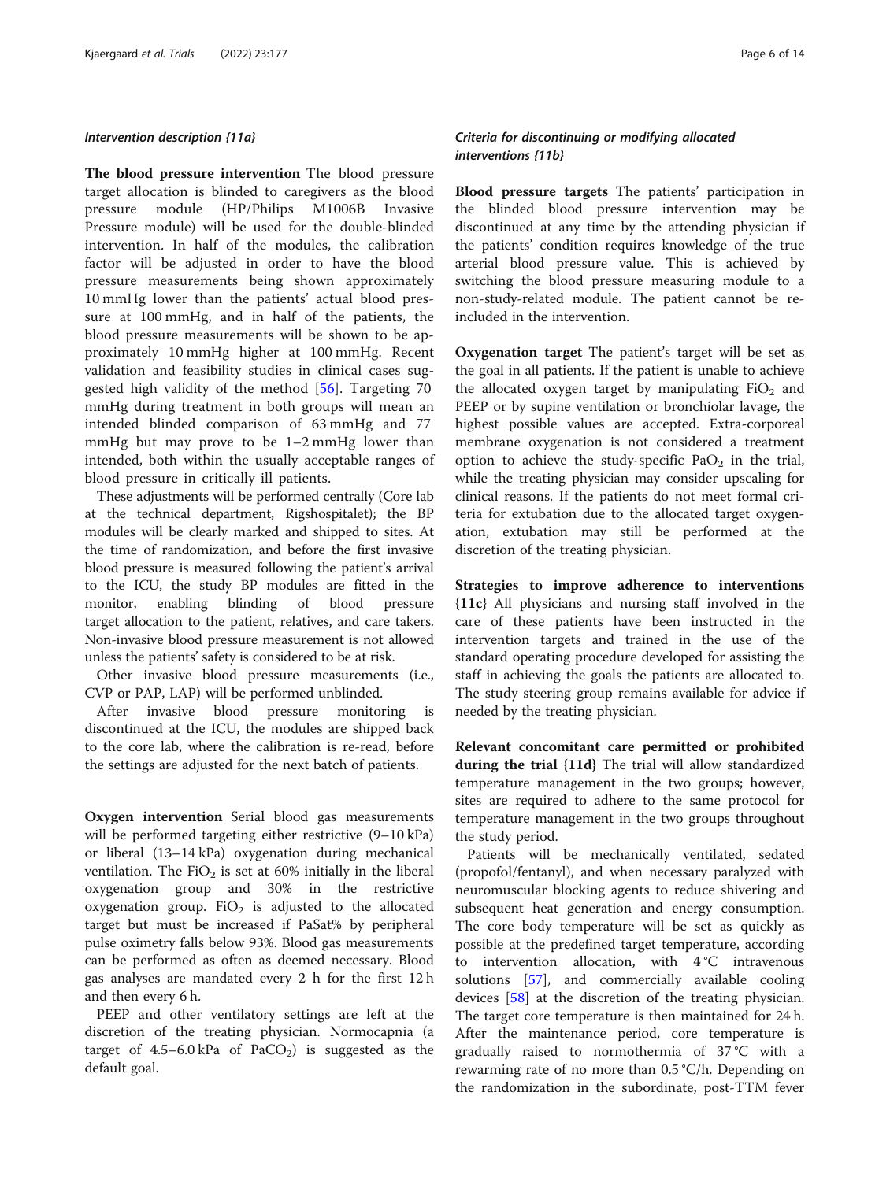#### *Intervention description {11a}*

**The blood pressure intervention** The blood pressure target allocation is blinded to caregivers as the blood pressure module (HP/Philips M1006B Invasive Pressure module) will be used for the double-blinded intervention. In half of the modules, the calibration factor will be adjusted in order to have the blood pressure measurements being shown approximately 10 mmHg lower than the patients' actual blood pressure at 100 mmHg, and in half of the patients, the blood pressure measurements will be shown to be approximately 10 mmHg higher at 100 mmHg. Recent validation and feasibility studies in clinical cases suggested high validity of the method [56]. Targeting 70 mmHg during treatment in both groups will mean an intended blinded comparison of 63 mmHg and 77 mmHg but may prove to be 1–2 mmHg lower than intended, both within the usually acceptable ranges of blood pressure in critically ill patients.

These adjustments will be performed centrally (Core lab at the technical department, Rigshospitalet); the BP modules will be clearly marked and shipped to sites. At the time of randomization, and before the first invasive blood pressure is measured following the patient's arrival to the ICU, the study BP modules are fitted in the monitor, enabling blinding of blood pressure target allocation to the patient, relatives, and care takers. Non-invasive blood pressure measurement is not allowed unless the patients' safety is considered to be at risk.

Other invasive blood pressure measurements (i.e., CVP or PAP, LAP) will be performed unblinded.

After invasive blood pressure monitoring is discontinued at the ICU, the modules are shipped back to the core lab, where the calibration is re-read, before the settings are adjusted for the next batch of patients.

**Oxygen intervention** Serial blood gas measurements will be performed targeting either restrictive (9–10 kPa) or liberal (13–14 kPa) oxygenation during mechanical ventilation. The $FiO_2$ is set at 60% initially in the liberal oxygenation group and 30% in the restrictive oxygenation group. $FiO_2$ is adjusted to the allocated target but must be increased if PaSat% by peripheral pulse oximetry falls below 93%. Blood gas measurements can be performed as often as deemed necessary. Blood gas analyses are mandated every 2 h for the first 12 h and then every 6 h.

PEEP and other ventilatory settings are left at the discretion of the treating physician. Normocapnia (a target of 4.5–6.0 kPa of $PaCO_2$) is suggested as the default goal.

#### *Criteria for discontinuing or modifying allocated interventions {11b}*

**Blood pressure targets** The patients' participation in the blinded blood pressure intervention may be discontinued at any time by the attending physician if the patients' condition requires knowledge of the true arterial blood pressure value. This is achieved by switching the blood pressure measuring module to a non-study-related module. The patient cannot be re-included in the intervention.

**Oxygenation target** The patient's target will be set as the goal in all patients. If the patient is unable to achieve the allocated oxygen target by manipulating $FiO_2$ and PEEP or by supine ventilation or bronchiolar lavage, the highest possible values are accepted. Extra-corporeal membrane oxygenation is not considered a treatment option to achieve the study-specific $PaO_2$ in the trial, while the treating physician may consider upscaling for clinical reasons. If the patients do not meet formal criteria for extubation due to the allocated target oxygenation, extubation may still be performed at the discretion of the treating physician.

**Strategies to improve adherence to interventions {11c}** All physicians and nursing staff involved in the care of these patients have been instructed in the intervention targets and trained in the use of the standard operating procedure developed for assisting the staff in achieving the goals the patients are allocated to. The study steering group remains available for advice if needed by the treating physician.

**Relevant concomitant care permitted or prohibited during the trial {11d}** The trial will allow standardized temperature management in the two groups; however, sites are required to adhere to the same protocol for temperature management in the two groups throughout the study period.

Patients will be mechanically ventilated, sedated (propofol/fentanyl), and when necessary paralyzed with neuromuscular blocking agents to reduce shivering and subsequent heat generation and energy consumption. The core body temperature will be set as quickly as possible at the predefined target temperature, according to intervention allocation, with 4 °C intravenous solutions [57], and commercially available cooling devices [58] at the discretion of the treating physician. The target core temperature is then maintained for 24 h. After the maintenance period, core temperature is gradually raised to normothermia of 37 °C with a rewarming rate of no more than 0.5 °C/h. Depending on the randomization in the subordinate, post-TTM fever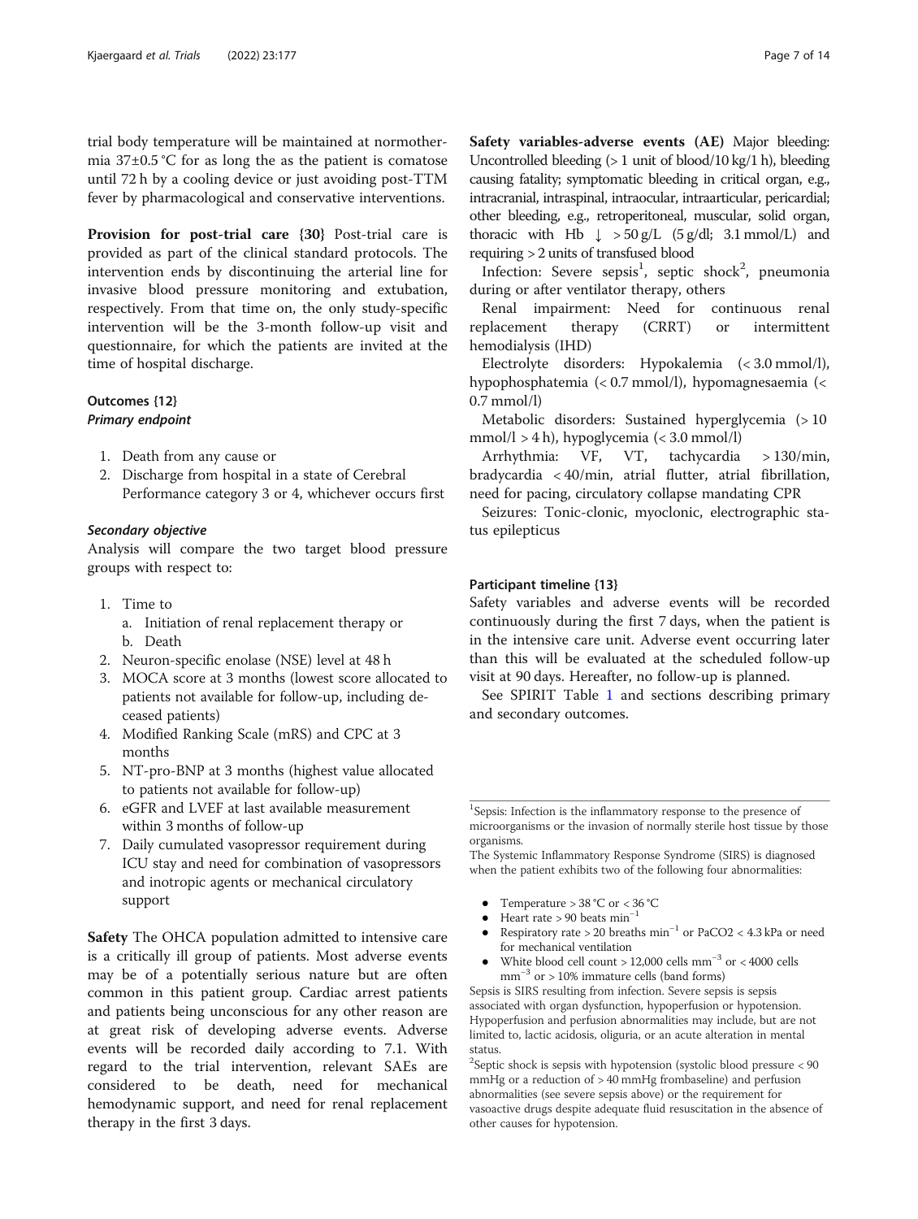trial body temperature will be maintained at normothermia 37±0.5 °C for as long the as the patient is comatose until 72 h by a cooling device or just avoiding post-TTM fever by pharmacological and conservative interventions.

**Provision for post-trial care {30}** Post-trial care is provided as part of the clinical standard protocols. The intervention ends by discontinuing the arterial line for invasive blood pressure monitoring and extubation, respectively. From that time on, the only study-specific intervention will be the 3-month follow-up visit and questionnaire, for which the patients are invited at the time of hospital discharge.

### Outcomes {12}

#### *Primary endpoint*

1. Death from any cause or
2. Discharge from hospital in a state of Cerebral Performance category 3 or 4, whichever occurs first

#### *Secondary objective*

Analysis will compare the two target blood pressure groups with respect to:

1. Time to
   a. Initiation of renal replacement therapy or
   b. Death
2. Neuron-specific enolase (NSE) level at 48 h
3. MOCA score at 3 months (lowest score allocated to patients not available for follow-up, including deceased patients)
4. Modified Ranking Scale (mRS) and CPC at 3 months
5. NT-pro-BNP at 3 months (highest value allocated to patients not available for follow-up)
6. eGFR and LVEF at last available measurement within 3 months of follow-up
7. Daily cumulated vasopressor requirement during ICU stay and need for combination of vasopressors and inotropic agents or mechanical circulatory support

**Safety** The OHCA population admitted to intensive care is a critically ill group of patients. Most adverse events may be of a potentially serious nature but are often common in this patient group. Cardiac arrest patients and patients being unconscious for any other reason are at great risk of developing adverse events. Adverse events will be recorded daily according to 7.1. With regard to the trial intervention, relevant SAEs are considered to be death, need for mechanical hemodynamic support, and need for renal replacement therapy in the first 3 days.

**Safety variables-adverse events (AE)** Major bleeding: Uncontrolled bleeding (> 1 unit of blood/10 kg/1 h), bleeding causing fatality; symptomatic bleeding in critical organ, e.g., intracranial, intraspinal, intraocular, intraarticular, pericardial; other bleeding, e.g., retroperitoneal, muscular, solid organ, thoracic with Hb ↓ > 50 g/L (5 g/dl; 3.1 mmol/L) and requiring > 2 units of transfused blood

Infection: Severe sepsis[1], septic shock[2], pneumonia during or after ventilator therapy, others

Renal impairment: Need for continuous renal replacement therapy (CRRT) or intermittent hemodialysis (IHD)

Electrolyte disorders: Hypokalemia (< 3.0 mmol/l), hypophosphatemia (< 0.7 mmol/l), hypomagnesaemia (< 0.7 mmol/l)

Metabolic disorders: Sustained hyperglycemia (> 10 mmol/l > 4 h), hypoglycemia (< 3.0 mmol/l)

Arrhythmia: VF, VT, tachycardia > 130/min, bradycardia < 40/min, atrial flutter, atrial fibrillation, need for pacing, circulatory collapse mandating CPR

Seizures: Tonic-clonic, myoclonic, electrographic status epilepticus

### Participant timeline {13}

Safety variables and adverse events will be recorded continuously during the first 7 days, when the patient is in the intensive care unit. Adverse event occurring later than this will be evaluated at the scheduled follow-up visit at 90 days. Hereafter, no follow-up is planned.

See SPIRIT Table 1 and sections describing primary and secondary outcomes.

---

[1]Sepsis: Infection is the inflammatory response to the presence of microorganisms or the invasion of normally sterile host tissue by those organisms.

The Systemic Inflammatory Response Syndrome (SIRS) is diagnosed when the patient exhibits two of the following four abnormalities:

- Temperature > 38 °C or < 36 °C
- Heart rate > 90 beats $min^{-1}$
- Respiratory rate > 20 breaths $min^{-1}$ or $PaCO_2$ < 4.3 kPa or need for mechanical ventilation
- White blood cell count > 12,000 cells $mm^{-3}$ or < 4000 cells $mm^{-3}$ or > 10% immature cells (band forms)

Sepsis is SIRS resulting from infection. Severe sepsis is sepsis associated with organ dysfunction, hypoperfusion or hypotension. Hypoperfusion and perfusion abnormalities may include, but are not limited to, lactic acidosis, oliguria, or an acute alteration in mental status.

[2]Septic shock is sepsis with hypotension (systolic blood pressure < 90 mmHg or a reduction of > 40 mmHg frombaseline) and perfusion abnormalities (see severe sepsis above) or the requirement for vasoactive drugs despite adequate fluid resuscitation in the absence of other causes for hypotension.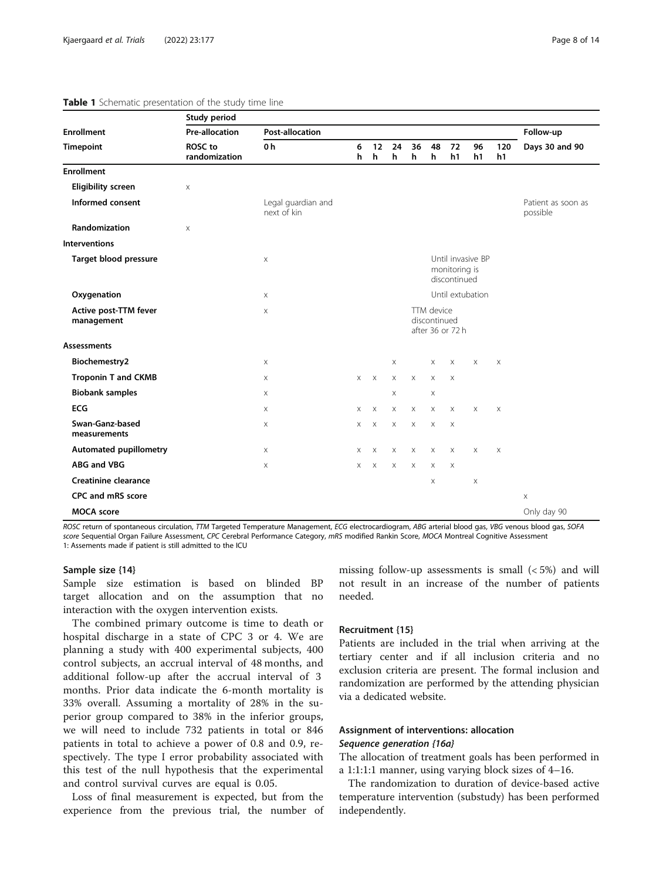**Table 1** Schematic presentation of the study time line

| | Study period | | | | | | | | | | | |
|---|---|---|---|---|---|---|---|---|---|---|---|---|
| **Enrollment** | **Pre-allocation** | **Post-allocation** | | | | | | | | | | **Follow-up** |
| **Timepoint** | **ROSC to randomization** | **0 h** | **6 h** | **12 h** | **24 h** | **36 h** | **48 h** | **72 h1** | **96 h1** | **120 h1** | | **Days 30 and 90** |
| **Enrollment** | | | | | | | | | | | | |
| **Eligibility screen** | x | | | | | | | | | | | |
| **Informed consent** | | Legal guardian and next of kin | | | | | | | | | | Patient as soon as possible |
| **Randomization** | x | | | | | | | | | | | |
| **Interventions** | | | | | | | | | | | | |
| **Target blood pressure** | | x | | | | | Until invasive BP monitoring is discontinued | | | | | |
| **Oxygenation** | | x | | | | | Until extubation | | | | | |
| **Active post-TTM fever management** | | x | | | | TTM device discontinued after 36 or 72 h | | | | | | |
| **Assessments** | | | | | | | | | | | | |
| **Biochemestry2** | | x | | | x | | x | x | x | x | | |
| **Troponin T and CKMB** | | x | x | x | x | x | x | x | | | | |
| **Biobank samples** | | x | | | x | | x | | | | | |
| **ECG** | | x | x | x | x | x | x | x | x | x | | |
| **Swan-Ganz-based measurements** | | x | x | x | x | x | x | x | | | | |
| **Automated pupillometry** | | x | x | x | x | x | x | x | x | x | | |
| **ABG and VBG** | | x | x | x | x | x | x | x | | | | |
| **Creatinine clearance** | | | | | | | x | | x | | | |
| **CPC and mRS score** | | | | | | | | | | | | x |
| **MOCA score** | | | | | | | | | | | | Only day 90 |

*ROSC* return of spontaneous circulation, *TTM* Targeted Temperature Management, *ECG* electrocardiogram, *ABG* arterial blood gas, *VBG* venous blood gas, *SOFA score* Sequential Organ Failure Assessment, *CPC* Cerebral Performance Category, *mRS* modified Rankin Score, *MOCA* Montreal Cognitive Assessment
1: Assements made if patient is still admitted to the ICU

### Sample size {14}

Sample size estimation is based on blinded BP target allocation and on the assumption that no interaction with the oxygen intervention exists.

The combined primary outcome is time to death or hospital discharge in a state of CPC 3 or 4. We are planning a study with 400 experimental subjects, 400 control subjects, an accrual interval of 48 months, and additional follow-up after the accrual interval of 3 months. Prior data indicate the 6-month mortality is 33% overall. Assuming a mortality of 28% in the superior group compared to 38% in the inferior groups, we will need to include 732 patients in total or 846 patients in total to achieve a power of 0.8 and 0.9, respectively. The type I error probability associated with this test of the null hypothesis that the experimental and control survival curves are equal is 0.05.

Loss of final measurement is expected, but from the experience from the previous trial, the number of missing follow-up assessments is small (< 5%) and will not result in an increase of the number of patients needed.

### Recruitment {15}

Patients are included in the trial when arriving at the tertiary center and if all inclusion criteria and no exclusion criteria are present. The formal inclusion and randomization are performed by the attending physician via a dedicated website.

### Assignment of interventions: allocation

#### *Sequence generation {16a}*

The allocation of treatment goals has been performed in a 1:1:1:1 manner, using varying block sizes of 4–16.

The randomization to duration of device-based active temperature intervention (substudy) has been performed independently.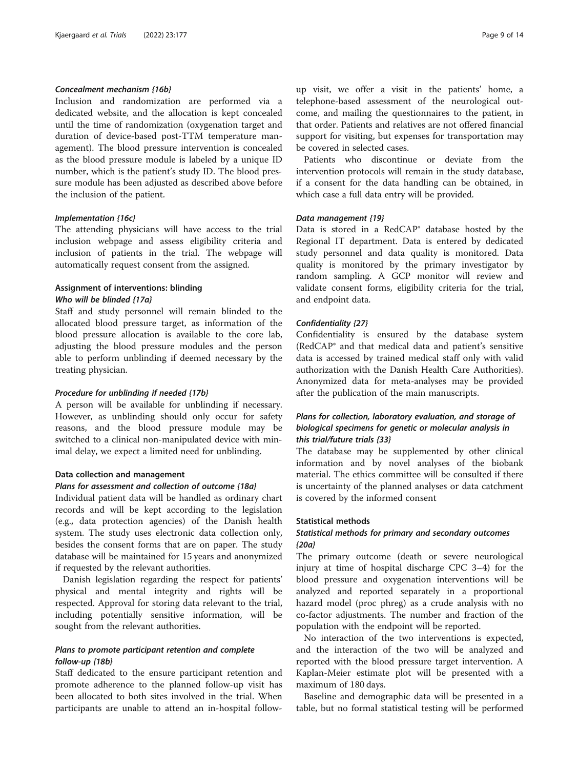#### *Concealment mechanism {16b}*

Inclusion and randomization are performed via a dedicated website, and the allocation is kept concealed until the time of randomization (oxygenation target and duration of device-based post-TTM temperature management). The blood pressure intervention is concealed as the blood pressure module is labeled by a unique ID number, which is the patient's study ID. The blood pressure module has been adjusted as described above before the inclusion of the patient.

#### *Implementation {16c}*

The attending physicians will have access to the trial inclusion webpage and assess eligibility criteria and inclusion of patients in the trial. The webpage will automatically request consent from the assigned.

### Assignment of interventions: blinding

#### *Who will be blinded {17a}*

Staff and study personnel will remain blinded to the allocated blood pressure target, as information of the blood pressure allocation is available to the core lab, adjusting the blood pressure modules and the person able to perform unblinding if deemed necessary by the treating physician.

#### *Procedure for unblinding if needed {17b}*

A person will be available for unblinding if necessary. However, as unblinding should only occur for safety reasons, and the blood pressure module may be switched to a clinical non-manipulated device with minimal delay, we expect a limited need for unblinding.

### Data collection and management

#### *Plans for assessment and collection of outcome {18a}*

Individual patient data will be handled as ordinary chart records and will be kept according to the legislation (e.g., data protection agencies) of the Danish health system. The study uses electronic data collection only, besides the consent forms that are on paper. The study database will be maintained for 15 years and anonymized if requested by the relevant authorities.

Danish legislation regarding the respect for patients' physical and mental integrity and rights will be respected. Approval for storing data relevant to the trial, including potentially sensitive information, will be sought from the relevant authorities.

#### *Plans to promote participant retention and complete follow-up {18b}*

Staff dedicated to the ensure participant retention and promote adherence to the planned follow-up visit has been allocated to both sites involved in the trial. When participants are unable to attend an in-hospital follow-up visit, we offer a visit in the patients' home, a telephone-based assessment of the neurological outcome, and mailing the questionnaires to the patient, in that order. Patients and relatives are not offered financial support for visiting, but expenses for transportation may be covered in selected cases.

Patients who discontinue or deviate from the intervention protocols will remain in the study database, if a consent for the data handling can be obtained, in which case a full data entry will be provided.

#### *Data management {19}*

Data is stored in a RedCAP® database hosted by the Regional IT department. Data is entered by dedicated study personnel and data quality is monitored. Data quality is monitored by the primary investigator by random sampling. A GCP monitor will review and validate consent forms, eligibility criteria for the trial, and endpoint data.

#### *Confidentiality {27}*

Confidentiality is ensured by the database system (RedCAP® and that medical data and patient's sensitive data is accessed by trained medical staff only with valid authorization with the Danish Health Care Authorities). Anonymized data for meta-analyses may be provided after the publication of the main manuscripts.

#### *Plans for collection, laboratory evaluation, and storage of biological specimens for genetic or molecular analysis in this trial/future trials {33}*

The database may be supplemented by other clinical information and by novel analyses of the biobank material. The ethics committee will be consulted if there is uncertainty of the planned analyses or data catchment is covered by the informed consent

### Statistical methods

#### *Statistical methods for primary and secondary outcomes {20a}*

The primary outcome (death or severe neurological injury at time of hospital discharge CPC 3–4) for the blood pressure and oxygenation interventions will be analyzed and reported separately in a proportional hazard model (proc phreg) as a crude analysis with no co-factor adjustments. The number and fraction of the population with the endpoint will be reported.

No interaction of the two interventions is expected, and the interaction of the two will be analyzed and reported with the blood pressure target intervention. A Kaplan-Meier estimate plot will be presented with a maximum of 180 days.

Baseline and demographic data will be presented in a table, but no formal statistical testing will be performed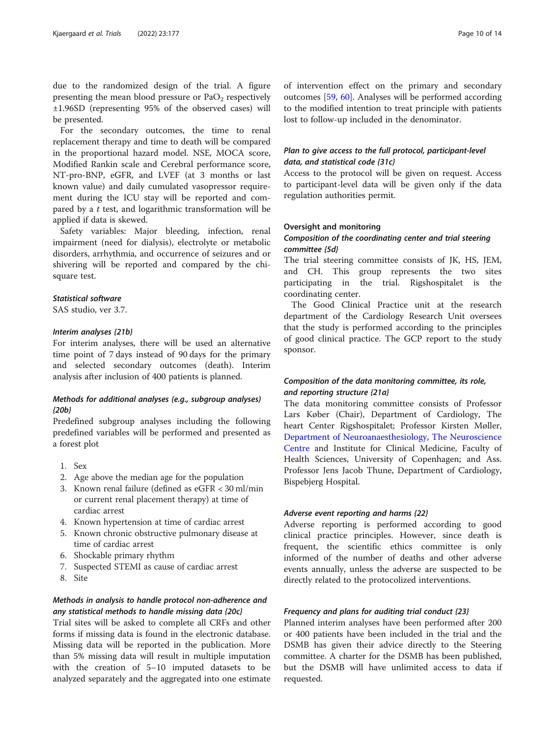due to the randomized design of the trial. A figure presenting the mean blood pressure or $PaO_2$ respectively ±1.96SD (representing 95% of the observed cases) will be presented.

For the secondary outcomes, the time to renal replacement therapy and time to death will be compared in the proportional hazard model. NSE, MOCA score, Modified Rankin scale and Cerebral performance score, NT-pro-BNP, eGFR, and LVEF (at 3 months or last known value) and daily cumulated vasopressor requirement during the ICU stay will be reported and compared by a *t* test, and logarithmic transformation will be applied if data is skewed.

Safety variables: Major bleeding, infection, renal impairment (need for dialysis), electrolyte or metabolic disorders, arrhythmia, and occurrence of seizures and or shivering will be reported and compared by the chi-square test.

#### Statistical software

SAS studio, ver 3.7.

#### Interim analyses {21b}

For interim analyses, there will be used an alternative time point of 7 days instead of 90 days for the primary and selected secondary outcomes (death). Interim analysis after inclusion of 400 patients is planned.

#### Methods for additional analyses (e.g., subgroup analyses) {20b}

Predefined subgroup analyses including the following predefined variables will be performed and presented as a forest plot

1. Sex
2. Age above the median age for the population
3. Known renal failure (defined as eGFR < 30 ml/min or current renal placement therapy) at time of cardiac arrest
4. Known hypertension at time of cardiac arrest
5. Known chronic obstructive pulmonary disease at time of cardiac arrest
6. Shockable primary rhythm
7. Suspected STEMI as cause of cardiac arrest
8. Site

#### Methods in analysis to handle protocol non-adherence and any statistical methods to handle missing data {20c}

Trial sites will be asked to complete all CRFs and other forms if missing data is found in the electronic database. Missing data will be reported in the publication. More than 5% missing data will result in multiple imputation with the creation of 5–10 imputed datasets to be analyzed separately and the aggregated into one estimate of intervention effect on the primary and secondary outcomes [59, 60]. Analyses will be performed according to the modified intention to treat principle with patients lost to follow-up included in the denominator.

#### Plan to give access to the full protocol, participant-level data, and statistical code {31c}

Access to the protocol will be given on request. Access to participant-level data will be given only if the data regulation authorities permit.

### Oversight and monitoring

#### Composition of the coordinating center and trial steering committee {5d}

The trial steering committee consists of JK, HS, JEM, and CH. This group represents the two sites participating in the trial. Rigshospitalet is the coordinating center.

The Good Clinical Practice unit at the research department of the Cardiology Research Unit oversees that the study is performed according to the principles of good clinical practice. The GCP report to the study sponsor.

#### Composition of the data monitoring committee, its role, and reporting structure {21a}

The data monitoring committee consists of Professor Lars Køber (Chair), Department of Cardiology, The heart Center Rigshospitalet; Professor Kirsten Møller, Department of Neuroanaesthesiology, The Neuroscience Centre and Institute for Clinical Medicine, Faculty of Health Sciences, University of Copenhagen; and Ass. Professor Jens Jacob Thune, Department of Cardiology, Bispebjerg Hospital.

#### Adverse event reporting and harms {22}

Adverse reporting is performed according to good clinical practice principles. However, since death is frequent, the scientific ethics committee is only informed of the number of deaths and other adverse events annually, unless the adverse are suspected to be directly related to the protocolized interventions.

#### Frequency and plans for auditing trial conduct {23}

Planned interim analyses have been performed after 200 or 400 patients have been included in the trial and the DSMB has given their advice directly to the Steering committee. A charter for the DSMB has been published, but the DSMB will have unlimited access to data if requested.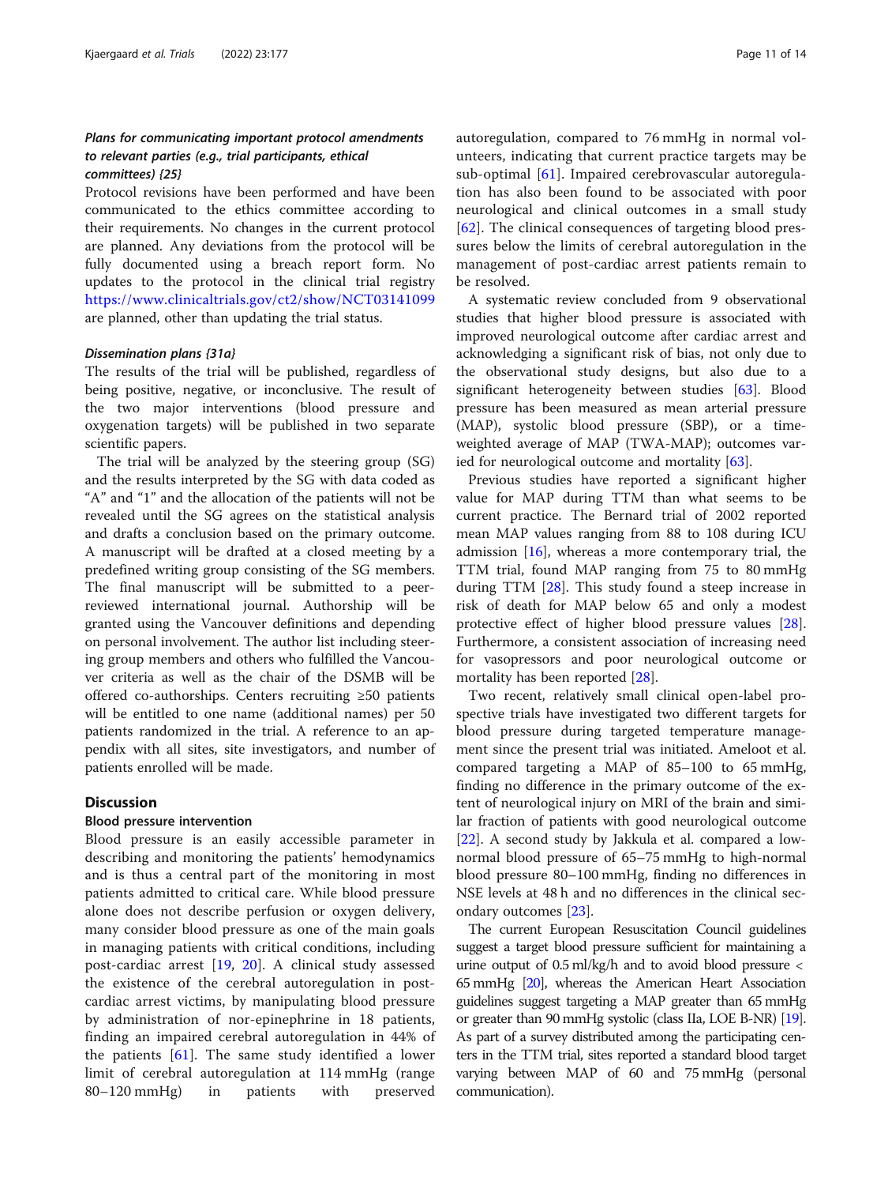#### *Plans for communicating important protocol amendments to relevant parties (e.g., trial participants, ethical committees) {25}*

Protocol revisions have been performed and have been communicated to the ethics committee according to their requirements. No changes in the current protocol are planned. Any deviations from the protocol will be fully documented using a breach report form. No updates to the protocol in the clinical trial registry https://www.clinicaltrials.gov/ct2/show/NCT03141099 are planned, other than updating the trial status.

#### *Dissemination plans {31a}*

The results of the trial will be published, regardless of being positive, negative, or inconclusive. The result of the two major interventions (blood pressure and oxygenation targets) will be published in two separate scientific papers.

The trial will be analyzed by the steering group (SG) and the results interpreted by the SG with data coded as "A" and "1" and the allocation of the patients will not be revealed until the SG agrees on the statistical analysis and drafts a conclusion based on the primary outcome. A manuscript will be drafted at a closed meeting by a predefined writing group consisting of the SG members. The final manuscript will be submitted to a peer-reviewed international journal. Authorship will be granted using the Vancouver definitions and depending on personal involvement. The author list including steering group members and others who fulfilled the Vancouver criteria as well as the chair of the DSMB will be offered co-authorships. Centers recruiting ≥50 patients will be entitled to one name (additional names) per 50 patients randomized in the trial. A reference to an appendix with all sites, site investigators, and number of patients enrolled will be made.

## Discussion

### Blood pressure intervention

Blood pressure is an easily accessible parameter in describing and monitoring the patients' hemodynamics and is thus a central part of the monitoring in most patients admitted to critical care. While blood pressure alone does not describe perfusion or oxygen delivery, many consider blood pressure as one of the main goals in managing patients with critical conditions, including post-cardiac arrest [19, 20]. A clinical study assessed the existence of the cerebral autoregulation in post-cardiac arrest victims, by manipulating blood pressure by administration of nor-epinephrine in 18 patients, finding an impaired cerebral autoregulation in 44% of the patients [61]. The same study identified a lower limit of cerebral autoregulation at 114 mmHg (range 80–120 mmHg) in patients with preserved autoregulation, compared to 76 mmHg in normal volunteers, indicating that current practice targets may be sub-optimal [61]. Impaired cerebrovascular autoregulation has also been found to be associated with poor neurological and clinical outcomes in a small study [62]. The clinical consequences of targeting blood pressures below the limits of cerebral autoregulation in the management of post-cardiac arrest patients remain to be resolved.

A systematic review concluded from 9 observational studies that higher blood pressure is associated with improved neurological outcome after cardiac arrest and acknowledging a significant risk of bias, not only due to the observational study designs, but also due to a significant heterogeneity between studies [63]. Blood pressure has been measured as mean arterial pressure (MAP), systolic blood pressure (SBP), or a time-weighted average of MAP (TWA-MAP); outcomes varied for neurological outcome and mortality [63].

Previous studies have reported a significant higher value for MAP during TTM than what seems to be current practice. The Bernard trial of 2002 reported mean MAP values ranging from 88 to 108 during ICU admission [16], whereas a more contemporary trial, the TTM trial, found MAP ranging from 75 to 80 mmHg during TTM [28]. This study found a steep increase in risk of death for MAP below 65 and only a modest protective effect of higher blood pressure values [28]. Furthermore, a consistent association of increasing need for vasopressors and poor neurological outcome or mortality has been reported [28].

Two recent, relatively small clinical open-label prospective trials have investigated two different targets for blood pressure during targeted temperature management since the present trial was initiated. Ameloot et al. compared targeting a MAP of 85–100 to 65 mmHg, finding no difference in the primary outcome of the extent of neurological injury on MRI of the brain and similar fraction of patients with good neurological outcome [22]. A second study by Jakkula et al. compared a low-normal blood pressure of 65–75 mmHg to high-normal blood pressure 80–100 mmHg, finding no differences in NSE levels at 48 h and no differences in the clinical secondary outcomes [23].

The current European Resuscitation Council guidelines suggest a target blood pressure sufficient for maintaining a urine output of 0.5 ml/kg/h and to avoid blood pressure < 65 mmHg [20], whereas the American Heart Association guidelines suggest targeting a MAP greater than 65 mmHg or greater than 90 mmHg systolic (class IIa, LOE B-NR) [19]. As part of a survey distributed among the participating centers in the TTM trial, sites reported a standard blood target varying between MAP of 60 and 75 mmHg (personal communication).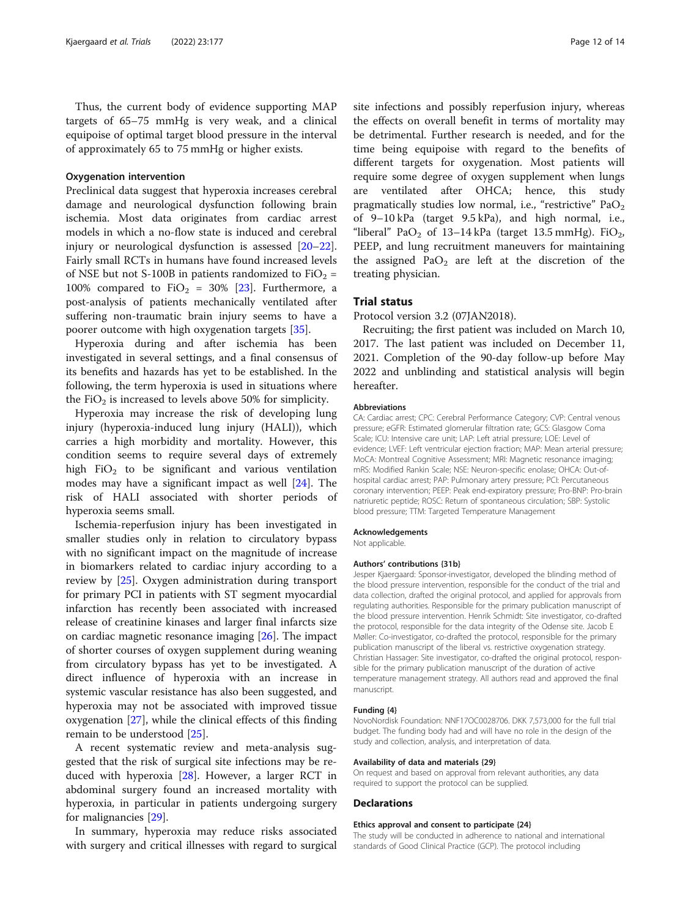Thus, the current body of evidence supporting MAP targets of 65–75 mmHg is very weak, and a clinical equipoise of optimal target blood pressure in the interval of approximately 65 to 75 mmHg or higher exists.

### Oxygenation intervention

Preclinical data suggest that hyperoxia increases cerebral damage and neurological dysfunction following brain ischemia. Most data originates from cardiac arrest models in which a no-flow state is induced and cerebral injury or neurological dysfunction is assessed [20–22]. Fairly small RCTs in humans have found increased levels of NSE but not S-100B in patients randomized to $FiO_2$ = 100% compared to $FiO_2$ = 30% [23]. Furthermore, a post-analysis of patients mechanically ventilated after suffering non-traumatic brain injury seems to have a poorer outcome with high oxygenation targets [35].

Hyperoxia during and after ischemia has been investigated in several settings, and a final consensus of its benefits and hazards has yet to be established. In the following, the term hyperoxia is used in situations where the $FiO_2$ is increased to levels above 50% for simplicity.

Hyperoxia may increase the risk of developing lung injury (hyperoxia-induced lung injury (HALI)), which carries a high morbidity and mortality. However, this condition seems to require several days of extremely high $FiO_2$ to be significant and various ventilation modes may have a significant impact as well [24]. The risk of HALI associated with shorter periods of hyperoxia seems small.

Ischemia-reperfusion injury has been investigated in smaller studies only in relation to circulatory bypass with no significant impact on the magnitude of increase in biomarkers related to cardiac injury according to a review by [25]. Oxygen administration during transport for primary PCI in patients with ST segment myocardial infarction has recently been associated with increased release of creatinine kinases and larger final infarcts size on cardiac magnetic resonance imaging [26]. The impact of shorter courses of oxygen supplement during weaning from circulatory bypass has yet to be investigated. A direct influence of hyperoxia with an increase in systemic vascular resistance has also been suggested, and hyperoxia may not be associated with improved tissue oxygenation [27], while the clinical effects of this finding remain to be understood [25].

A recent systematic review and meta-analysis suggested that the risk of surgical site infections may be reduced with hyperoxia [28]. However, a larger RCT in abdominal surgery found an increased mortality with hyperoxia, in particular in patients undergoing surgery for malignancies [29].

In summary, hyperoxia may reduce risks associated with surgery and critical illnesses with regard to surgical site infections and possibly reperfusion injury, whereas the effects on overall benefit in terms of mortality may be detrimental. Further research is needed, and for the time being equipoise with regard to the benefits of different targets for oxygenation. Most patients will require some degree of oxygen supplement when lungs are ventilated after OHCA; hence, this study pragmatically studies low normal, i.e., "restrictive" $PaO_2$ of 9–10 kPa (target 9.5 kPa), and high normal, i.e., "liberal" $PaO_2$ of 13–14 kPa (target 13.5 mmHg). $FiO_2$, PEEP, and lung recruitment maneuvers for maintaining the assigned $PaO_2$ are left at the discretion of the treating physician.

## Trial status

Protocol version 3.2 (07JAN2018).

Recruiting; the first patient was included on March 10, 2017. The last patient was included on December 11, 2021. Completion of the 90-day follow-up before May 2022 and unblinding and statistical analysis will begin hereafter.

#### Abbreviations

CA: Cardiac arrest; CPC: Cerebral Performance Category; CVP: Central venous pressure; eGFR: Estimated glomerular filtration rate; GCS: Glasgow Coma Scale; ICU: Intensive care unit; LAP: Left atrial pressure; LOE: Level of evidence; LVEF: Left ventricular ejection fraction; MAP: Mean arterial pressure; MoCA: Montreal Cognitive Assessment; MRI: Magnetic resonance imaging; mRS: Modified Rankin Scale; NSE: Neuron-specific enolase; OHCA: Out-of-hospital cardiac arrest; PAP: Pulmonary artery pressure; PCI: Percutaneous coronary intervention; PEEP: Peak end-expiratory pressure; Pro-BNP: Pro-brain natriuretic peptide; ROSC: Return of spontaneous circulation; SBP: Systolic blood pressure; TTM: Targeted Temperature Management

#### Acknowledgements

Not applicable.

#### Authors' contributions {31b}

Jesper Kjaergaard: Sponsor-investigator, developed the blinding method of the blood pressure intervention, responsible for the conduct of the trial and data collection, drafted the original protocol, and applied for approvals from regulating authorities. Responsible for the primary publication manuscript of the blood pressure intervention. Henrik Schmidt: Site investigator, co-drafted the protocol, responsible for the data integrity of the Odense site. Jacob E Møller: Co-investigator, co-drafted the protocol, responsible for the primary publication manuscript of the liberal vs. restrictive oxygenation strategy. Christian Hassager: Site investigator, co-drafted the original protocol, responsible for the primary publication manuscript of the duration of active temperature management strategy. All authors read and approved the final manuscript.

#### Funding {4}

NovoNordisk Foundation: NNF17OC0028706. DKK 7,573,000 for the full trial budget. The funding body had and will have no role in the design of the study and collection, analysis, and interpretation of data.

#### Availability of data and materials {29}

On request and based on approval from relevant authorities, any data required to support the protocol can be supplied.

## Declarations

#### Ethics approval and consent to participate {24}

The study will be conducted in adherence to national and international standards of Good Clinical Practice (GCP). The protocol including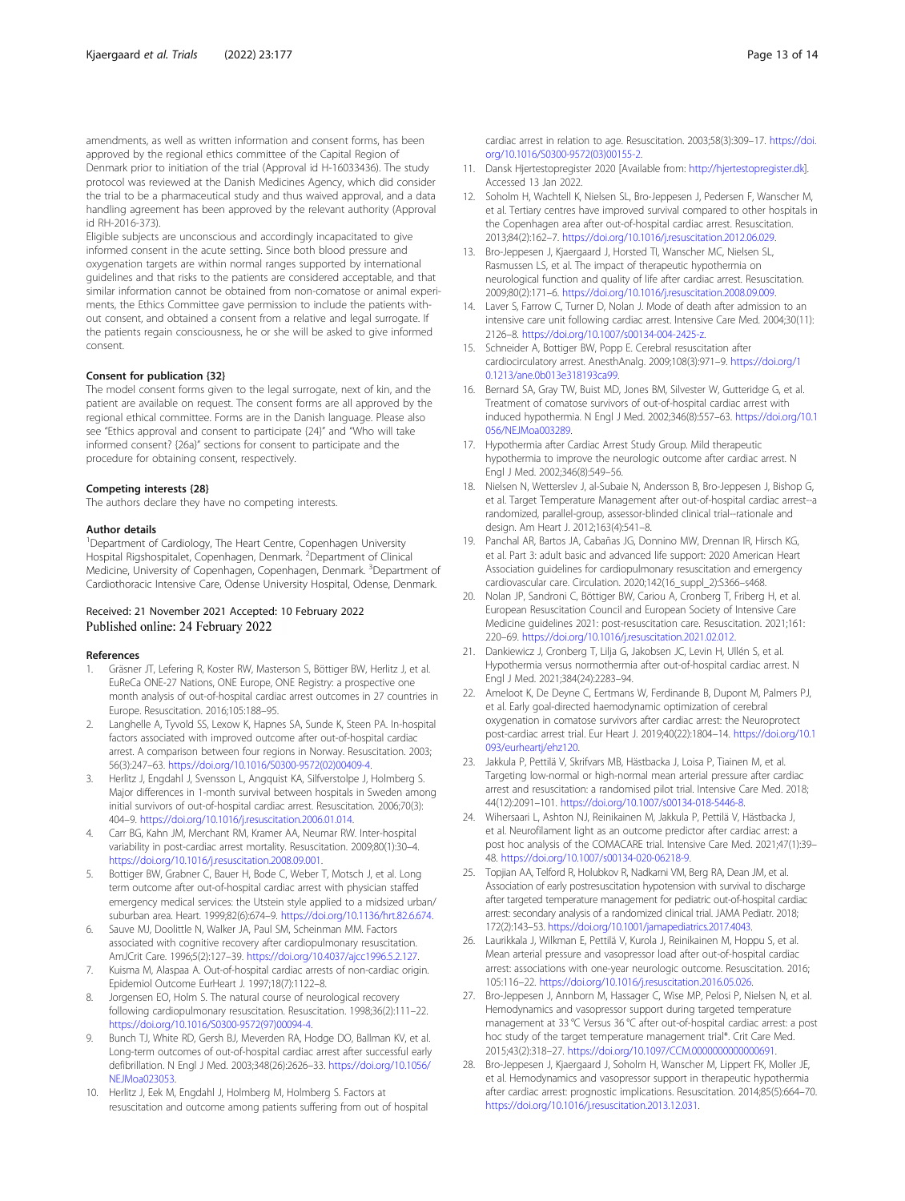amendments, as well as written information and consent forms, has been approved by the regional ethics committee of the Capital Region of Denmark prior to initiation of the trial (Approval id H-16033436). The study protocol was reviewed at the Danish Medicines Agency, which did consider the trial to be a pharmaceutical study and thus waived approval, and a data handling agreement has been approved by the relevant authority (Approval id RH-2016-373).

Eligible subjects are unconscious and accordingly incapacitated to give informed consent in the acute setting. Since both blood pressure and oxygenation targets are within normal ranges supported by international guidelines and that risks to the patients are considered acceptable, and that similar information cannot be obtained from non-comatose or animal experiments, the Ethics Committee gave permission to include the patients without consent, and obtained a consent from a relative and legal surrogate. If the patients regain consciousness, he or she will be asked to give informed consent.

### Consent for publication {32}

The model consent forms given to the legal surrogate, next of kin, and the patient are available on request. The consent forms are all approved by the regional ethical committee. Forms are in the Danish language. Please also see "Ethics approval and consent to participate {24}" and "Who will take informed consent? {26a}" sections for consent to participate and the procedure for obtaining consent, respectively.

### Competing interests {28}

The authors declare they have no competing interests.

### Author details

[1]Department of Cardiology, The Heart Centre, Copenhagen University Hospital Rigshospitalet, Copenhagen, Denmark. [2]Department of Clinical Medicine, University of Copenhagen, Copenhagen, Denmark. [3]Department of Cardiothoracic Intensive Care, Odense University Hospital, Odense, Denmark.

Received: 21 November 2021 Accepted: 10 February 2022
Published online: 24 February 2022

### References

1. Gräsner JT, Lefering R, Koster RW, Masterson S, Böttiger BW, Herlitz J, et al. EuReCa ONE-27 Nations, ONE Europe, ONE Registry: a prospective one month analysis of out-of-hospital cardiac arrest outcomes in 27 countries in Europe. Resuscitation. 2016;105:188–95.
2. Langhelle A, Tyvold SS, Lexow K, Hapnes SA, Sunde K, Steen PA. In-hospital factors associated with improved outcome after out-of-hospital cardiac arrest. A comparison between four regions in Norway. Resuscitation. 2003; 56(3):247–63. https://doi.org/10.1016/S0300-9572(02)00409-4.
3. Herlitz J, Engdahl J, Svensson L, Angquist KA, Silfverstolpe J, Holmberg S. Major differences in 1-month survival between hospitals in Sweden among initial survivors of out-of-hospital cardiac arrest. Resuscitation. 2006;70(3): 404–9. https://doi.org/10.1016/j.resuscitation.2006.01.014.
4. Carr BG, Kahn JM, Merchant RM, Kramer AA, Neumar RW. Inter-hospital variability in post-cardiac arrest mortality. Resuscitation. 2009;80(1):30–4. https://doi.org/10.1016/j.resuscitation.2008.09.001.
5. Bottiger BW, Grabner C, Bauer H, Bode C, Weber T, Motsch J, et al. Long term outcome after out-of-hospital cardiac arrest with physician staffed emergency medical services: the Utstein style applied to a midsized urban/ suburban area. Heart. 1999;82(6):674–9. https://doi.org/10.1136/hrt.82.6.674.
6. Sauve MJ, Doolittle N, Walker JA, Paul SM, Scheinman MM. Factors associated with cognitive recovery after cardiopulmonary resuscitation. AmJCrit Care. 1996;5(2):127–39. https://doi.org/10.4037/ajcc1996.5.2.127.
7. Kuisma M, Alaspaa A. Out-of-hospital cardiac arrests of non-cardiac origin. Epidemiol Outcome EurHeart J. 1997;18(7):1122–8.
8. Jorgensen EO, Holm S. The natural course of neurological recovery following cardiopulmonary resuscitation. Resuscitation. 1998;36(2):111–22. https://doi.org/10.1016/S0300-9572(97)00094-4.
9. Bunch TJ, White RD, Gersh BJ, Meverden RA, Hodge DO, Ballman KV, et al. Long-term outcomes of out-of-hospital cardiac arrest after successful early defibrillation. N Engl J Med. 2003;348(26):2626–33. https://doi.org/10.1056/NEJMoa023053.
10. Herlitz J, Eek M, Engdahl J, Holmberg M, Holmberg S. Factors at resuscitation and outcome among patients suffering from out of hospital cardiac arrest in relation to age. Resuscitation. 2003;58(3):309–17. https://doi.org/10.1016/S0300-9572(03)00155-2.
11. Dansk Hjertestopregister 2020 [Available from: http://hjertestopregister.dk]. Accessed 13 Jan 2022.
12. Soholm H, Wachtell K, Nielsen SL, Bro-Jeppesen J, Pedersen F, Wanscher M, et al. Tertiary centres have improved survival compared to other hospitals in the Copenhagen area after out-of-hospital cardiac arrest. Resuscitation. 2013;84(2):162–7. https://doi.org/10.1016/j.resuscitation.2012.06.029.
13. Bro-Jeppesen J, Kjaergaard J, Horsted TI, Wanscher MC, Nielsen SL, Rasmussen LS, et al. The impact of therapeutic hypothermia on neurological function and quality of life after cardiac arrest. Resuscitation. 2009;80(2):171–6. https://doi.org/10.1016/j.resuscitation.2008.09.009.
14. Laver S, Farrow C, Turner D, Nolan J. Mode of death after admission to an intensive care unit following cardiac arrest. Intensive Care Med. 2004;30(11): 2126–8. https://doi.org/10.1007/s00134-004-2425-z.
15. Schneider A, Bottiger BW, Popp E. Cerebral resuscitation after cardiocirculatory arrest. AnesthAnalg. 2009;108(3):971–9. https://doi.org/10.1213/ane.0b013e318193ca99.
16. Bernard SA, Gray TW, Buist MD, Jones BM, Silvester W, Gutteridge G, et al. Treatment of comatose survivors of out-of-hospital cardiac arrest with induced hypothermia. N Engl J Med. 2002;346(8):557–63. https://doi.org/10.1056/NEJMoa003289.
17. Hypothermia after Cardiac Arrest Study Group. Mild therapeutic hypothermia to improve the neurologic outcome after cardiac arrest. N Engl J Med. 2002;346(8):549–56.
18. Nielsen N, Wetterslev J, al-Subaie N, Andersson B, Bro-Jeppesen J, Bishop G, et al. Target Temperature Management after out-of-hospital cardiac arrest--a randomized, parallel-group, assessor-blinded clinical trial--rationale and design. Am Heart J. 2012;163(4):541–8.
19. Panchal AR, Bartos JA, Cabañas JG, Donnino MW, Drennan IR, Hirsch KG, et al. Part 3: adult basic and advanced life support: 2020 American Heart Association guidelines for cardiopulmonary resuscitation and emergency cardiovascular care. Circulation. 2020;142(16_suppl_2):S366–s468.
20. Nolan JP, Sandroni C, Böttiger BW, Cariou A, Cronberg T, Friberg H, et al. European Resuscitation Council and European Society of Intensive Care Medicine guidelines 2021: post-resuscitation care. Resuscitation. 2021;161: 220–69. https://doi.org/10.1016/j.resuscitation.2021.02.012.
21. Dankiewicz J, Cronberg T, Lilja G, Jakobsen JC, Levin H, Ullén S, et al. Hypothermia versus normothermia after out-of-hospital cardiac arrest. N Engl J Med. 2021;384(24):2283–94.
22. Ameloot K, De Deyne C, Eertmans W, Ferdinande B, Dupont M, Palmers PJ, et al. Early goal-directed haemodynamic optimization of cerebral oxygenation in comatose survivors after cardiac arrest: the Neuroprotect post-cardiac arrest trial. Eur Heart J. 2019;40(22):1804–14. https://doi.org/10.1093/eurheartj/ehz120.
23. Jakkula P, Pettilä V, Skrifvars MB, Hästbacka J, Loisa P, Tiainen M, et al. Targeting low-normal or high-normal mean arterial pressure after cardiac arrest and resuscitation: a randomised pilot trial. Intensive Care Med. 2018; 44(12):2091–101. https://doi.org/10.1007/s00134-018-5446-8.
24. Wihersaari L, Ashton NJ, Reinikainen M, Jakkula P, Pettilä V, Hästbacka J, et al. Neurofilament light as an outcome predictor after cardiac arrest: a post hoc analysis of the COMACARE trial. Intensive Care Med. 2021;47(1):39–48. https://doi.org/10.1007/s00134-020-06218-9.
25. Topjian AA, Telford R, Holubkov R, Nadkarni VM, Berg RA, Dean JM, et al. Association of early postresuscitation hypotension with survival to discharge after targeted temperature management for pediatric out-of-hospital cardiac arrest: secondary analysis of a randomized clinical trial. JAMA Pediatr. 2018; 172(2):143–53. https://doi.org/10.1001/jamapediatrics.2017.4043.
26. Laurikkala J, Wilkman E, Pettilä V, Kurola J, Reinikainen M, Hoppu S, et al. Mean arterial pressure and vasopressor load after out-of-hospital cardiac arrest: associations with one-year neurologic outcome. Resuscitation. 2016; 105:116–22. https://doi.org/10.1016/j.resuscitation.2016.05.026.
27. Bro-Jeppesen J, Annborn M, Hassager C, Wise MP, Pelosi P, Nielsen N, et al. Hemodynamics and vasopressor support during targeted temperature management at 33 °C Versus 36 °C after out-of-hospital cardiac arrest: a post hoc study of the target temperature management trial*. Crit Care Med. 2015;43(2):318–27. https://doi.org/10.1097/CCM.0000000000000691.
28. Bro-Jeppesen J, Kjaergaard J, Soholm H, Wanscher M, Lippert FK, Moller JE, et al. Hemodynamics and vasopressor support in therapeutic hypothermia after cardiac arrest: prognostic implications. Resuscitation. 2014;85(5):664–70. https://doi.org/10.1016/j.resuscitation.2013.12.031.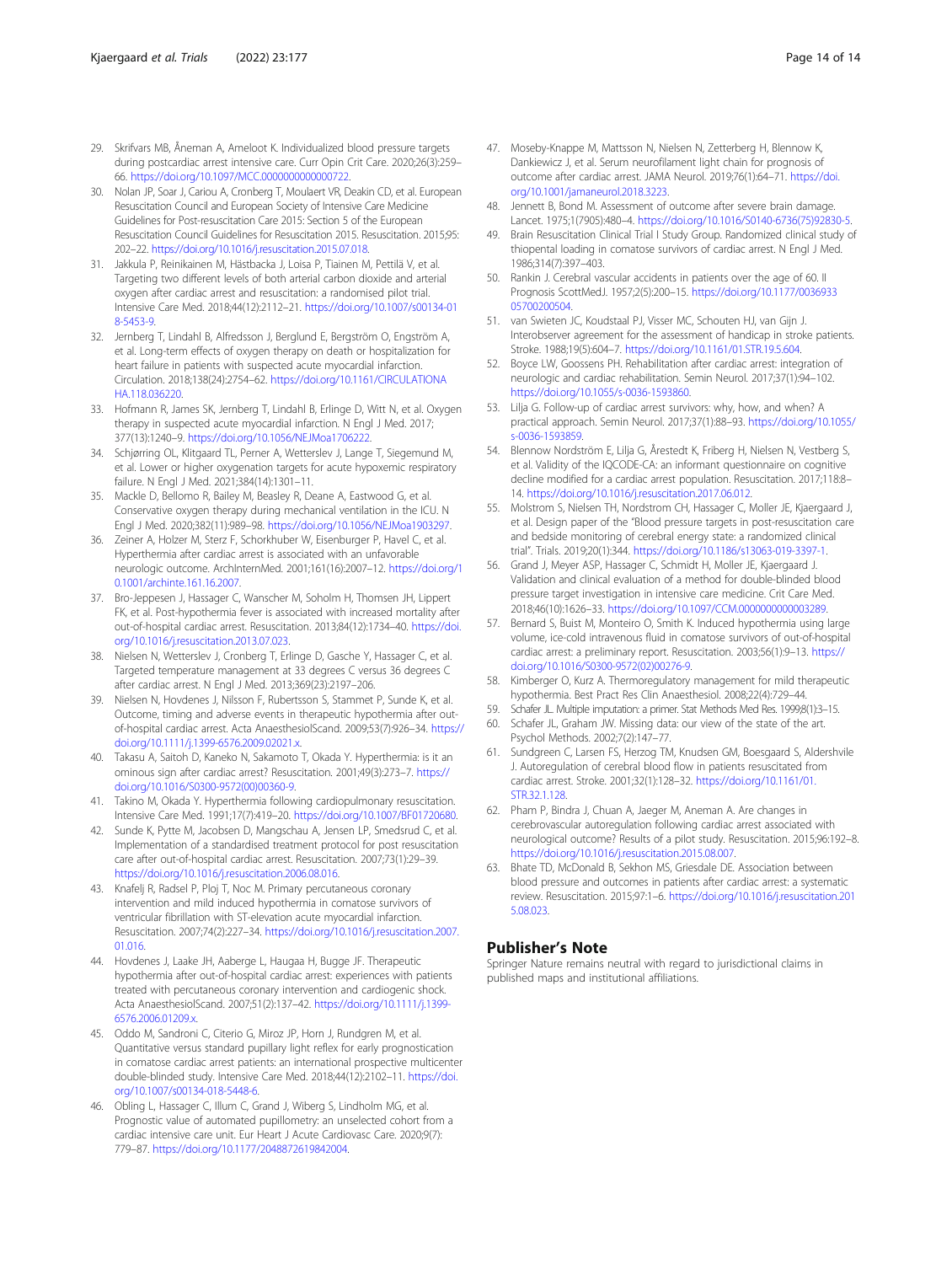29. Skrifvars MB, Åneman A, Ameloot K. Individualized blood pressure targets during postcardiac arrest intensive care. Curr Opin Crit Care. 2020;26(3):259–66. https://doi.org/10.1097/MCC.0000000000000722.
30. Nolan JP, Soar J, Cariou A, Cronberg T, Moulaert VR, Deakin CD, et al. European Resuscitation Council and European Society of Intensive Care Medicine Guidelines for Post-resuscitation Care 2015: Section 5 of the European Resuscitation Council Guidelines for Resuscitation 2015. Resuscitation. 2015;95:202–22. https://doi.org/10.1016/j.resuscitation.2015.07.018.
31. Jakkula P, Reinikainen M, Hästbacka J, Loisa P, Tiainen M, Pettilä V, et al. Targeting two different levels of both arterial carbon dioxide and arterial oxygen after cardiac arrest and resuscitation: a randomised pilot trial. Intensive Care Med. 2018;44(12):2112–21. https://doi.org/10.1007/s00134-018-5453-9.
32. Jernberg T, Lindahl B, Alfredsson J, Berglund E, Bergström O, Engström A, et al. Long-term effects of oxygen therapy on death or hospitalization for heart failure in patients with suspected acute myocardial infarction. Circulation. 2018;138(24):2754–62. https://doi.org/10.1161/CIRCULATIONAHA.118.036220.
33. Hofmann R, James SK, Jernberg T, Lindahl B, Erlinge D, Witt N, et al. Oxygen therapy in suspected acute myocardial infarction. N Engl J Med. 2017;377(13):1240–9. https://doi.org/10.1056/NEJMoa1706222.
34. Schjørring OL, Klitgaard TL, Perner A, Wetterslev J, Lange T, Siegemund M, et al. Lower or higher oxygenation targets for acute hypoxemic respiratory failure. N Engl J Med. 2021;384(14):1301–11.
35. Mackle D, Bellomo R, Bailey M, Beasley R, Deane A, Eastwood G, et al. Conservative oxygen therapy during mechanical ventilation in the ICU. N Engl J Med. 2020;382(11):989–98. https://doi.org/10.1056/NEJMoa1903297.
36. Zeiner A, Holzer M, Sterz F, Schorkhuber W, Eisenburger P, Havel C, et al. Hyperthermia after cardiac arrest is associated with an unfavorable neurologic outcome. ArchInternMed. 2001;161(16):2007–12. https://doi.org/10.1001/archinte.161.16.2007.
37. Bro-Jeppesen J, Hassager C, Wanscher M, Soholm H, Thomsen JH, Lippert FK, et al. Post-hypothermia fever is associated with increased mortality after out-of-hospital cardiac arrest. Resuscitation. 2013;84(12):1734–40. https://doi.org/10.1016/j.resuscitation.2013.07.023.
38. Nielsen N, Wetterslev J, Cronberg T, Erlinge D, Gasche Y, Hassager C, et al. Targeted temperature management at 33 degrees C versus 36 degrees C after cardiac arrest. N Engl J Med. 2013;369(23):2197–206.
39. Nielsen N, Hovdenes J, Nilsson F, Rubertsson S, Stammet P, Sunde K, et al. Outcome, timing and adverse events in therapeutic hypothermia after out-of-hospital cardiac arrest. Acta AnaesthesiolScand. 2009;53(7):926–34. https://doi.org/10.1111/j.1399-6576.2009.02021.x.
40. Takasu A, Saitoh D, Kaneko N, Sakamoto T, Okada Y. Hyperthermia: is it an ominous sign after cardiac arrest? Resuscitation. 2001;49(3):273–7. https://doi.org/10.1016/S0300-9572(00)00360-9.
41. Takino M, Okada Y. Hyperthermia following cardiopulmonary resuscitation. Intensive Care Med. 1991;17(7):419–20. https://doi.org/10.1007/BF01720680.
42. Sunde K, Pytte M, Jacobsen D, Mangschau A, Jensen LP, Smedsrud C, et al. Implementation of a standardised treatment protocol for post resuscitation care after out-of-hospital cardiac arrest. Resuscitation. 2007;73(1):29–39. https://doi.org/10.1016/j.resuscitation.2006.08.016.
43. Knafelj R, Radsel P, Ploj T, Noc M. Primary percutaneous coronary intervention and mild induced hypothermia in comatose survivors of ventricular fibrillation with ST-elevation acute myocardial infarction. Resuscitation. 2007;74(2):227–34. https://doi.org/10.1016/j.resuscitation.2007.01.016.
44. Hovdenes J, Laake JH, Aaberge L, Haugaa H, Bugge JF. Therapeutic hypothermia after out-of-hospital cardiac arrest: experiences with patients treated with percutaneous coronary intervention and cardiogenic shock. Acta AnaesthesiolScand. 2007;51(2):137–42. https://doi.org/10.1111/j.1399-6576.2006.01209.x.
45. Oddo M, Sandroni C, Citerio G, Miroz JP, Horn J, Rundgren M, et al. Quantitative versus standard pupillary light reflex for early prognostication in comatose cardiac arrest patients: an international prospective multicenter double-blinded study. Intensive Care Med. 2018;44(12):2102–11. https://doi.org/10.1007/s00134-018-5448-6.
46. Obling L, Hassager C, Illum C, Grand J, Wiberg S, Lindholm MG, et al. Prognostic value of automated pupillometry: an unselected cohort from a cardiac intensive care unit. Eur Heart J Acute Cardiovasc Care. 2020;9(7):779–87. https://doi.org/10.1177/2048872619842004.
47. Moseby-Knappe M, Mattsson N, Nielsen N, Zetterberg H, Blennow K, Dankiewicz J, et al. Serum neurofilament light chain for prognosis of outcome after cardiac arrest. JAMA Neurol. 2019;76(1):64–71. https://doi.org/10.1001/jamaneurol.2018.3223.
48. Jennett B, Bond M. Assessment of outcome after severe brain damage. Lancet. 1975;1(7905):480–4. https://doi.org/10.1016/S0140-6736(75)92830-5.
49. Brain Resuscitation Clinical Trial I Study Group. Randomized clinical study of thiopental loading in comatose survivors of cardiac arrest. N Engl J Med. 1986;314(7):397–403.
50. Rankin J. Cerebral vascular accidents in patients over the age of 60. II Prognosis ScottMedJ. 1957;2(5):200–15. https://doi.org/10.1177/003693305700200504.
51. van Swieten JC, Koudstaal PJ, Visser MC, Schouten HJ, van Gijn J. Interobserver agreement for the assessment of handicap in stroke patients. Stroke. 1988;19(5):604–7. https://doi.org/10.1161/01.STR.19.5.604.
52. Boyce LW, Goossens PH. Rehabilitation after cardiac arrest: integration of neurologic and cardiac rehabilitation. Semin Neurol. 2017;37(1):94–102. https://doi.org/10.1055/s-0036-1593860.
53. Lilja G. Follow-up of cardiac arrest survivors: why, how, and when? A practical approach. Semin Neurol. 2017;37(1):88–93. https://doi.org/10.1055/s-0036-1593859.
54. Blennow Nordström E, Lilja G, Årestedt K, Friberg H, Nielsen N, Vestberg S, et al. Validity of the IQCODE-CA: an informant questionnaire on cognitive decline modified for a cardiac arrest population. Resuscitation. 2017;118:8–14. https://doi.org/10.1016/j.resuscitation.2017.06.012.
55. Molstrom S, Nielsen TH, Nordstrom CH, Hassager C, Moller JE, Kjaergaard J, et al. Design paper of the "Blood pressure targets in post-resuscitation care and bedside monitoring of cerebral energy state: a randomized clinical trial". Trials. 2019;20(1):344. https://doi.org/10.1186/s13063-019-3397-1.
56. Grand J, Meyer ASP, Hassager C, Schmidt H, Moller JE, Kjaergaard J. Validation and clinical evaluation of a method for double-blinded blood pressure target investigation in intensive care medicine. Crit Care Med. 2018;46(10):1626–33. https://doi.org/10.1097/CCM.0000000000003289.
57. Bernard S, Buist M, Monteiro O, Smith K. Induced hypothermia using large volume, ice-cold intravenous fluid in comatose survivors of out-of-hospital cardiac arrest: a preliminary report. Resuscitation. 2003;56(1):9–13. https://doi.org/10.1016/S0300-9572(02)00276-9.
58. Kimberger O, Kurz A. Thermoregulatory management for mild therapeutic hypothermia. Best Pract Res Clin Anaesthesiol. 2008;22(4):729–44.
59. Schafer JL. Multiple imputation: a primer. Stat Methods Med Res. 1999;8(1):3–15.
60. Schafer JL, Graham JW. Missing data: our view of the state of the art. Psychol Methods. 2002;7(2):147–77.
61. Sundgreen C, Larsen FS, Herzog TM, Knudsen GM, Boesgaard S, Aldershvile J. Autoregulation of cerebral blood flow in patients resuscitated from cardiac arrest. Stroke. 2001;32(1):128–32. https://doi.org/10.1161/01.STR.32.1.128.
62. Pham P, Bindra J, Chuan A, Jaeger M, Aneman A. Are changes in cerebrovascular autoregulation following cardiac arrest associated with neurological outcome? Results of a pilot study. Resuscitation. 2015;96:192–8. https://doi.org/10.1016/j.resuscitation.2015.08.007.
63. Bhate TD, McDonald B, Sekhon MS, Griesdale DE. Association between blood pressure and outcomes in patients after cardiac arrest: a systematic review. Resuscitation. 2015;97:1–6. https://doi.org/10.1016/j.resuscitation.2015.08.023.

## Publisher's Note

Springer Nature remains neutral with regard to jurisdictional claims in published maps and institutional affiliations.